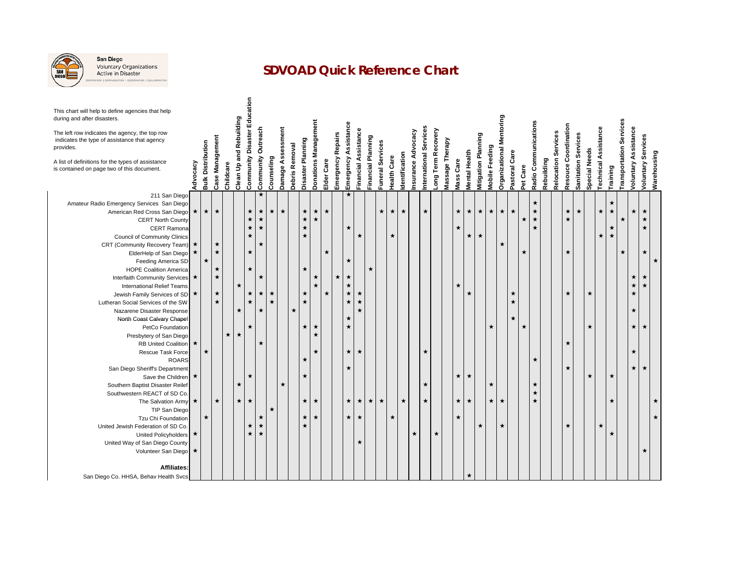# SDVOAD Quick Reference Chart

San Diego Voluntary Organizations Active in Disaster

COOPERATION | COMMUNICATION | COORDINATION | COLLABORATION

This chart will help to define agencies that help during and after disasters.

The left row indicates the agency, the top row indicates the type of assistance that agency provides.

A list of definitions for the types of assistance is contained on page two of this document.

| Agency | Advocacy | Bulk Distribution | Case Management | Childcare | Clean Up and Rebuilding | Community Disaster Education | Community Outreach | Counseling | Damage Assessment | Debris Removal | Disaster Planning | Donations Management | Elder Care | Emergency Repairs | Emergency Assistance | Financial Assistance | Financial Planning | Funeral Services | Health Care | Identification | Insurance Advocacy | International Services | Long Term Recovery | Massage Therapy | Mass Care | Mental Health | Mitigation Planning | Mobile Feeding | Organizational Mentoring | Pastoral Care | Pet Care | Radio Communications | Rebuilding | Relocation Services | Resouce Coordination | Sanitation Services | Special Needs | Technical Assistance | Training | Transportation Services | Voluntary Assistance | Voluntary Services | Warehousing |
|---|---|---|---|---|---|---|---|---|---|---|---|---|---|---|---|---|---|---|---|---|---|---|---|---|---|---|---|---|---|---|---|---|---|---|---|---|---|---|---|---|---|---|---|
| 211 San Diego | | | | | | | ★ | | | | | | | | ★ | | | | | | | | | | | | | | | | | | | | | | | | | | | | |
| Amateur Radio Emergency Services San Diego | | | | | | | | | | | | | | | | | | | | | | | | | | | | | | | | ★ | | | | | | | ★ | | | | |
| American Red Cross San Diego | ★ | ★ | ★ | | | ★ | ★ | ★ | ★ | | ★ | ★ | ★ | | | | | ★ | ★ | ★ | | ★ | | | ★ | ★ | ★ | ★ | ★ | ★ | | ★ | | | ★ | ★ | | ★ | ★ | | ★ | ★ | |
| CERT North County | | | | | | ★ | ★ | | | | ★ | ★ | | | | | | | | | | | | | | | | | | | ★ | ★ | | | ★ | | | | | ★ | | ★ | |
| CERT Ramona | | | | | | ★ | ★ | | | | ★ | | | | ★ | | | | | | | | | | ★ | | | | | | | ★ | | | | | | | ★ | | | ★ | |
| Council of Community Clinics | | | | | | ★ | | | | | ★ | | | | | ★ | | | ★ | | | | | | | ★ | ★ | | | | | | | | | | | ★ | ★ | | | | |
| CRT (Community Recovery Team) | ★ | | ★ | | | | ★ | | | | | | | | | | | | | | | | | | | | | | ★ | | | | | | | | | | | | | | |
| ElderHelp of San Diego | ★ | | ★ | | | ★ | | | | | | | ★ | | | | | | | | | | | | | | | | | | ★ | | | | ★ | | | | | ★ | | ★ | |
| Feeding America SD | | ★ | | | | | | | | | | | | | ★ | | | | | | | | | | | | | | | | | | | | | | | | | | | | ★ |
| HOPE Coalition America | | | ★ | | | ★ | | | | | ★ | | | | | | ★ | | | | | | | | | | | | | | | | | | | | | | | | | | |
| Interfaith Community Services | ★ | | ★ | | | | ★ | | | | | ★ | | ★ | ★ | | | | | | | | | | | | | | | | | | | | | | | | | | ★ | ★ | |
| International Relief Teams | | | | | ★ | | | | | | | ★ | | | ★ | | | | | | | | | | ★ | | | | | | | | | | | | | | | | ★ | ★ | |
| Jewish Family Services of SD | ★ | | ★ | | | ★ | ★ | ★ | | | ★ | | ★ | | ★ | ★ | | | | | | | | | | ★ | | | | ★ | | | | | ★ | | ★ | | | | ★ | | |
| Lutheran Social Services of the SW | | | ★ | | | ★ | | ★ | | | ★ | | | | ★ | ★ | | | | | | | | | | | | | | ★ | | | | | | | | | | | | | |
| Nazarene Disaster Response | | | | | ★ | | ★ | | | ★ | | | | | | ★ | | | | | | | | | | | | | | | | | | | | | | | | | ★ | | |
| North Coast Calvary Chapel | | | | | | | | | | | | | | | ★ | | | | | | | | | | | | | | | ★ | | | | | | | | | | | | | |
| PetCo Foundation | | | | | | ★ | | | | | ★ | ★ | | | ★ | | | | | | | | | | | | | ★ | | | ★ | | | | | | ★ | | | | ★ | ★ | |
| Presbytery of San Diego | | | | ★ | ★ | | | | | | | ★ | | | | | | | | | | | | | | | | | | | | | | | | | | | | | | | |
| RB United Coalition | ★ | | | | | | ★ | | | | | | | | | | | | | | | | | | | | | | | | | | | | ★ | | | | | | | | |
| Rescue Task Force | | ★ | | | | | | | | | | ★ | | | ★ | ★ | | | | | | ★ | | | | | | | | | | | | | | | | | | | ★ | | |
| ROARS | | | | | | | | | | | ★ | | | | | | | | | | | | | | | | | | | | | ★ | | | | | | | | | | | |
| San Diego Sheriff's Department | | | | | | | | | | | | | | | ★ | | | | | | | | | | | | | | | | | | | | ★ | | | | | | ★ | ★ | |
| Save the Children | ★ | | | | | ★ | | | | | ★ | | | | | | | | | | | | | | ★ | ★ | | | | | | | | | | | ★ | | ★ | | | | |
| Southern Baptist Disaster Reilef | | | | | ★ | | | | ★ | | | | | | | | | | | | | ★ | | | | | | ★ | | | | ★ | | | | | | | | | | | |
| Southwestern REACT of SD Co. | | | | | | | | | | | | | | | | | | | | | | | | | | | | | | | | ★ | | | | | | | | | | | |
| The Salvation Army | ★ | | ★ | | ★ | ★ | | | | | ★ | ★ | | | ★ | ★ | ★ | ★ | | ★ | | ★ | | | ★ | ★ | | ★ | ★ | | | ★ | | | | | | | ★ | | | | ★ |
| TIP San Diego | | | | | | | | ★ | | | | | | | | | | | | | | | | | | | | | | | | | | | | | | | | | | | |
| Tzu Chi Foundation | | ★ | | | | | ★ | | | | ★ | ★ | | | ★ | ★ | | | ★ | | | | | | ★ | | | | | | | | | | | | | | | | | | ★ |
| United Jewish Federation of SD Co. | | | | | | ★ | ★ | | | | ★ | | | | | | | | | | | | | | | | ★ | | ★ | | | | | | ★ | | | ★ | | | | | |
| United Policyholders | ★ | | | | | ★ | ★ | | | | | | | | | | | | | | ★ | | ★ | | | | | | | | | | | | | | | | ★ | | | | |
| United Way of San Diego County | | | | | | | | | | | | | | | | ★ | | | | | | | | | | | | | | | | | | | | | | | | | | | |
| Volunteer San Diego | ★ | | | | | | | | | | | | | | | | | | | | | | | | | | | | | | | | | | | | | | | | | ★ | |
| **Affiliates:** | | | | | | | | | | | | | | | | | | | | | | | | | | | | | | | | | | | | | | | | | | | |
| San Diego Co. HHSA, Behav Health Svcs | | | | | | | | | | | | | | | | | | | | | | | | | | ★ | | | | | | | | | | | | | | | | | |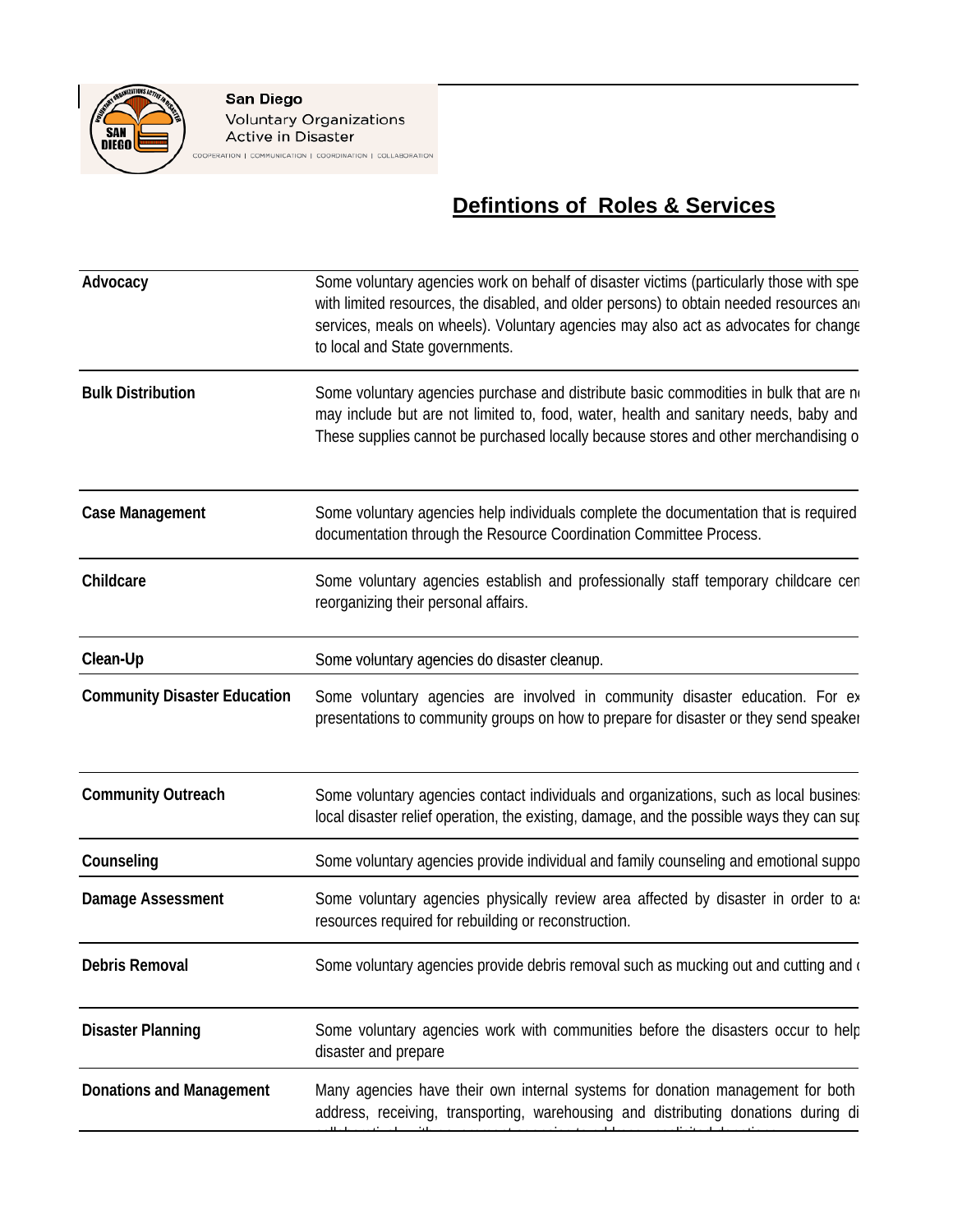San Diego
Voluntary Organizations
Active in Disaster
COOPERATION | COMMUNICATION | COORDINATION | COLLABORATION

## Defintions of Roles & Services

| | |
|---|---|
| **Advocacy** | Some voluntary agencies work on behalf of disaster victims (particularly those with spe with limited resources, the disabled, and older persons) to obtain needed resources an services, meals on wheels). Voluntary agencies may also act as advocates for change to local and State governments. |
| **Bulk Distribution** | Some voluntary agencies purchase and distribute basic commodities in bulk that are n may include but are not limited to, food, water, health and sanitary needs, baby and These supplies cannot be purchased locally because stores and other merchandising o |
| **Case Management** | Some voluntary agencies help individuals complete the documentation that is required documentation through the Resource Coordination Committee Process. |
| **Childcare** | Some voluntary agencies establish and professionally staff temporary childcare cen reorganizing their personal affairs. |
| **Clean-Up** | Some voluntary agencies do disaster cleanup. |
| **Community Disaster Education** | Some voluntary agencies are involved in community disaster education. For ex presentations to community groups on how to prepare for disaster or they send speake |
| **Community Outreach** | Some voluntary agencies contact individuals and organizations, such as local busines local disaster relief operation, the existing, damage, and the possible ways they can su |
| **Counseling** | Some voluntary agencies provide individual and family counseling and emotional suppo |
| **Damage Assessment** | Some voluntary agencies physically review area affected by disaster in order to a resources required for rebuilding or reconstruction. |
| **Debris Removal** | Some voluntary agencies provide debris removal such as mucking out and cutting and |
| **Disaster Planning** | Some voluntary agencies work with communities before the disasters occur to help disaster and prepare |
| **Donations and Management** | Many agencies have their own internal systems for donation management for both address, receiving, transporting, warehousing and distributing donations during di |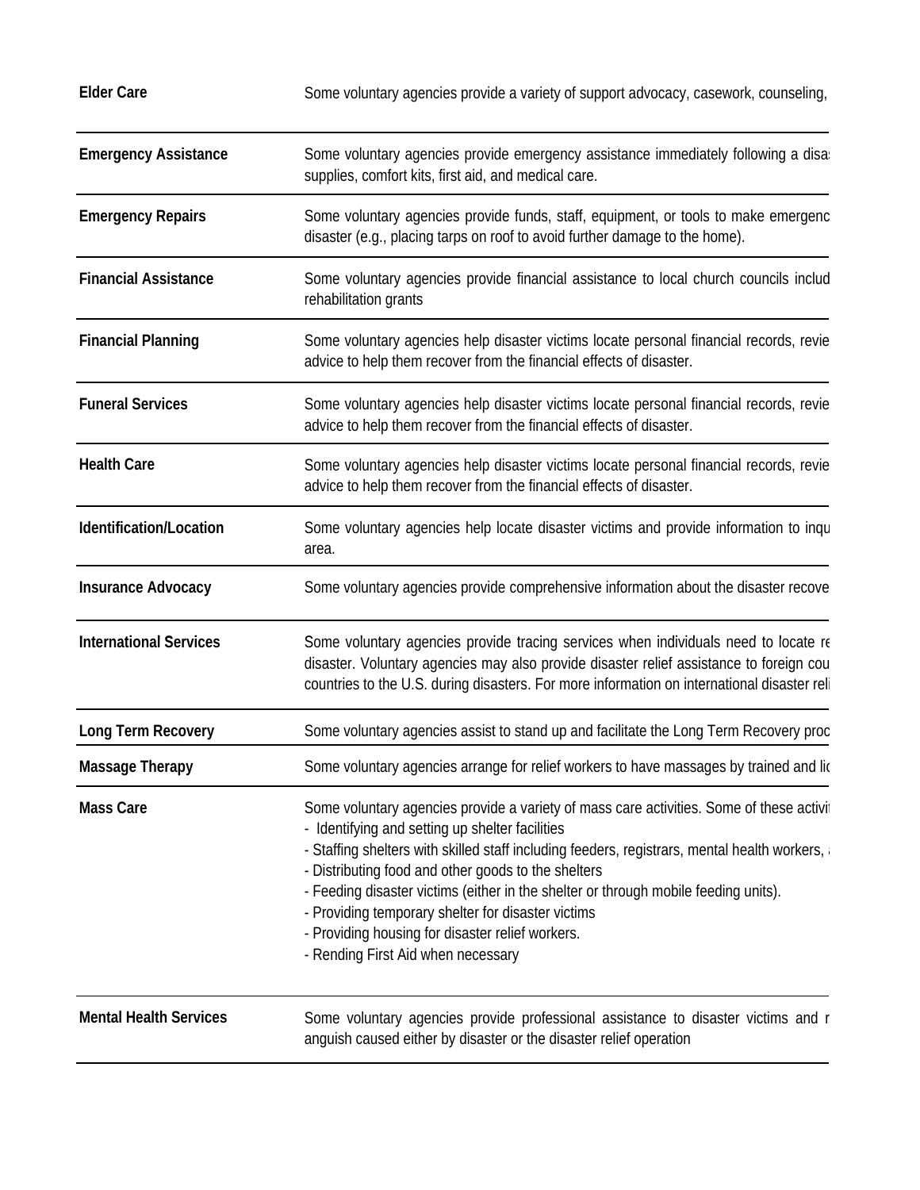| | |
|---|---|
| **Elder Care** | Some voluntary agencies provide a variety of support advocacy, casework, counseling, |
| **Emergency Assistance** | Some voluntary agencies provide emergency assistance immediately following a disa supplies, comfort kits, first aid, and medical care. |
| **Emergency Repairs** | Some voluntary agencies provide funds, staff, equipment, or tools to make emergenc disaster (e.g., placing tarps on roof to avoid further damage to the home). |
| **Financial Assistance** | Some voluntary agencies provide financial assistance to local church councils includ rehabilitation grants |
| **Financial Planning** | Some voluntary agencies help disaster victims locate personal financial records, revie advice to help them recover from the financial effects of disaster. |
| **Funeral Services** | Some voluntary agencies help disaster victims locate personal financial records, revie advice to help them recover from the financial effects of disaster. |
| **Health Care** | Some voluntary agencies help disaster victims locate personal financial records, revie advice to help them recover from the financial effects of disaster. |
| **Identification/Location** | Some voluntary agencies help locate disaster victims and provide information to inqu area. |
| **Insurance Advocacy** | Some voluntary agencies provide comprehensive information about the disaster recove |
| **International Services** | Some voluntary agencies provide tracing services when individuals need to locate re disaster. Voluntary agencies may also provide disaster relief assistance to foreign cou countries to the U.S. during disasters. For more information on international disaster reli |
| **Long Term Recovery** | Some voluntary agencies assist to stand up and facilitate the Long Term Recovery proc |
| **Massage Therapy** | Some voluntary agencies arrange for relief workers to have massages by trained and lic |
| **Mass Care** | Some voluntary agencies provide a variety of mass care activities. Some of these activi<br>- Identifying and setting up shelter facilities<br>- Staffing shelters with skilled staff including feeders, registrars, mental health workers, a<br>- Distributing food and other goods to the shelters<br>- Feeding disaster victims (either in the shelter or through mobile feeding units).<br>- Providing temporary shelter for disaster victims<br>- Providing housing for disaster relief workers.<br>- Rending First Aid when necessary |
| **Mental Health Services** | Some voluntary agencies provide professional assistance to disaster victims and r anguish caused either by disaster or the disaster relief operation |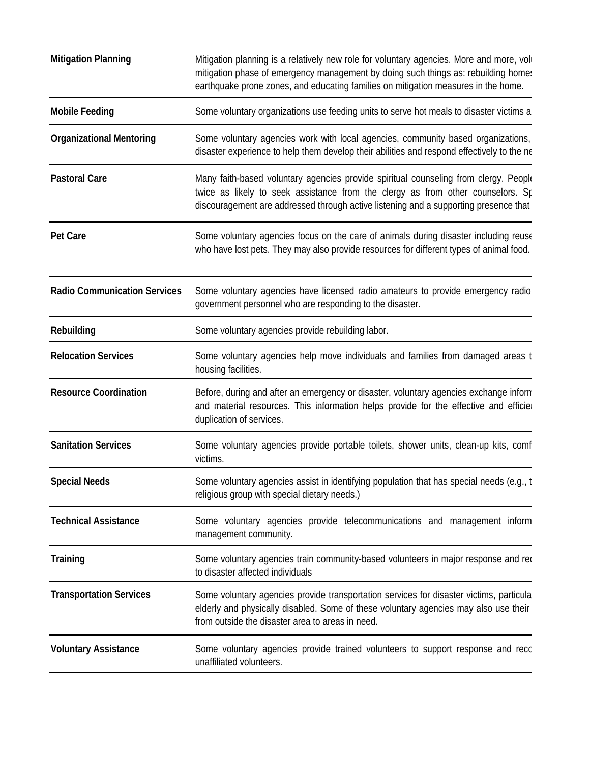| | |
|---|---|
| **Mitigation Planning** | Mitigation planning is a relatively new role for voluntary agencies. More and more, volu mitigation phase of emergency management by doing such things as: rebuilding homes earthquake prone zones, and educating families on mitigation measures in the home. |
| **Mobile Feeding** | Some voluntary organizations use feeding units to serve hot meals to disaster victims a |
| **Organizational Mentoring** | Some voluntary agencies work with local agencies, community based organizations, disaster experience to help them develop their abilities and respond effectively to the ne |
| **Pastoral Care** | Many faith-based voluntary agencies provide spiritual counseling from clergy. People twice as likely to seek assistance from the clergy as from other counselors. Sp discouragement are addressed through active listening and a supporting presence that |
| **Pet Care** | Some voluntary agencies focus on the care of animals during disaster including reuse who have lost pets. They may also provide resources for different types of animal food. |
| **Radio Communication Services** | Some voluntary agencies have licensed radio amateurs to provide emergency radio government personnel who are responding to the disaster. |
| **Rebuilding** | Some voluntary agencies provide rebuilding labor. |
| **Relocation Services** | Some voluntary agencies help move individuals and families from damaged areas t housing facilities. |
| **Resource Coordination** | Before, during and after an emergency or disaster, voluntary agencies exchange inform and material resources. This information helps provide for the effective and efficien duplication of services. |
| **Sanitation Services** | Some voluntary agencies provide portable toilets, shower units, clean-up kits, comf victims. |
| **Special Needs** | Some voluntary agencies assist in identifying population that has special needs (e.g., t religious group with special dietary needs.) |
| **Technical Assistance** | Some voluntary agencies provide telecommunications and management inform management community. |
| **Training** | Some voluntary agencies train community-based volunteers in major response and rec to disaster affected individuals |
| **Transportation Services** | Some voluntary agencies provide transportation services for disaster victims, particula elderly and physically disabled. Some of these voluntary agencies may also use their from outside the disaster area to areas in need. |
| **Voluntary Assistance** | Some voluntary agencies provide trained volunteers to support response and reco unaffiliated volunteers. |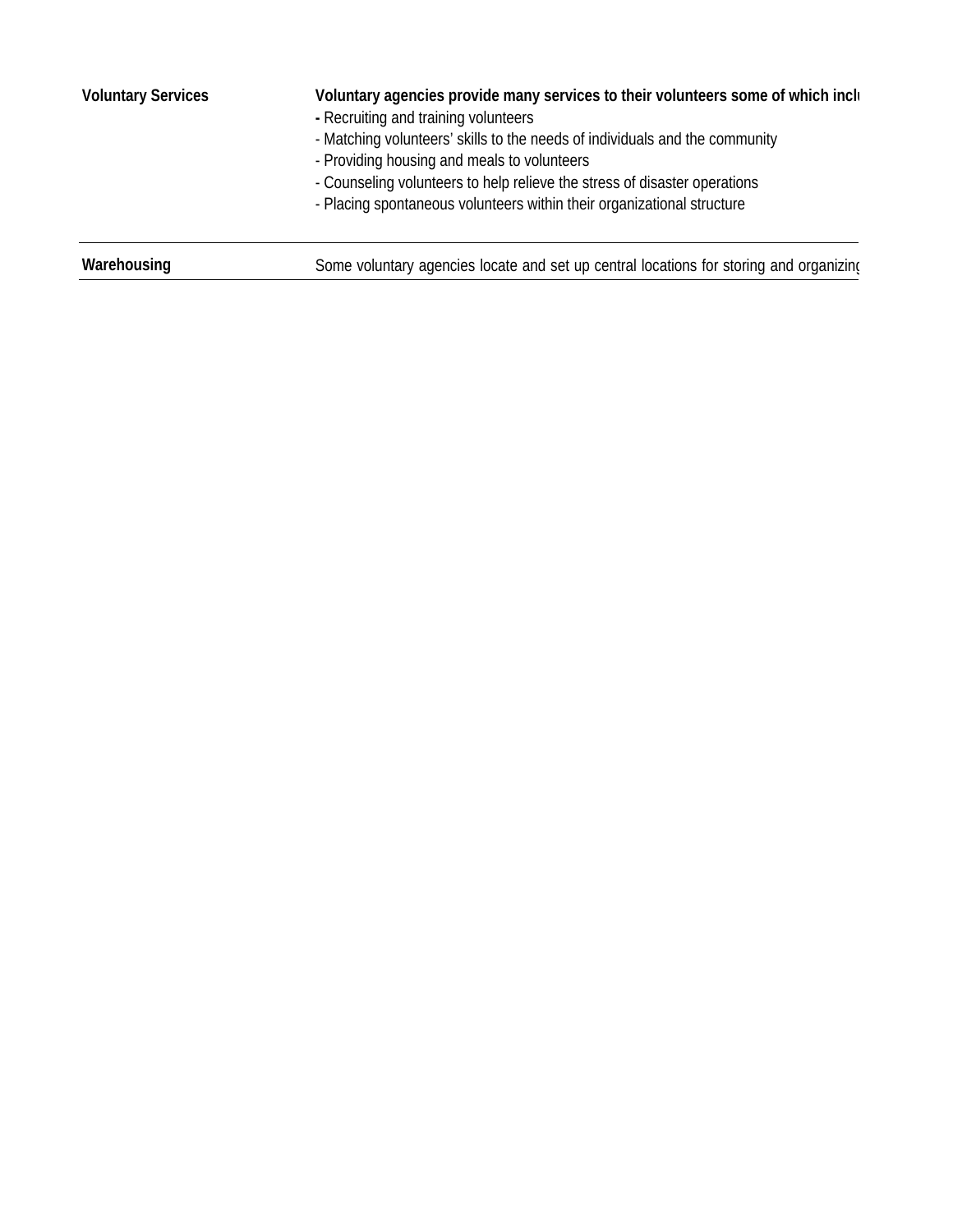| | |
|---|---|
| **Voluntary Services** | **Voluntary agencies provide many services to their volunteers some of which inclu**<br>**-** Recruiting and training volunteers<br>- Matching volunteers' skills to the needs of individuals and the community<br>- Providing housing and meals to volunteers<br>- Counseling volunteers to help relieve the stress of disaster operations<br>- Placing spontaneous volunteers within their organizational structure |
| **Warehousing** | Some voluntary agencies locate and set up central locations for storing and organizing |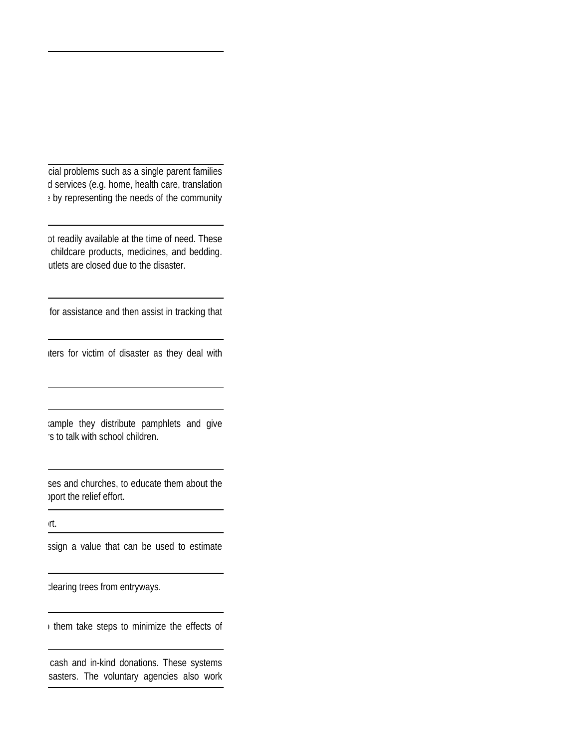cial problems such as a single parent families d services (e.g. home, health care, translation by representing the needs of the community

ot readily available at the time of need. These childcare products, medicines, and bedding. utlets are closed due to the disaster.

for assistance and then assist in tracking that

iters for victim of disaster as they deal with

xample they distribute pamphlets and give rs to talk with school children.

ses and churches, to educate them about the pport the relief effort.

rt.

ssign a value that can be used to estimate

clearing trees from entryways.

them take steps to minimize the effects of

cash and in-kind donations. These systems sasters. The voluntary agencies also work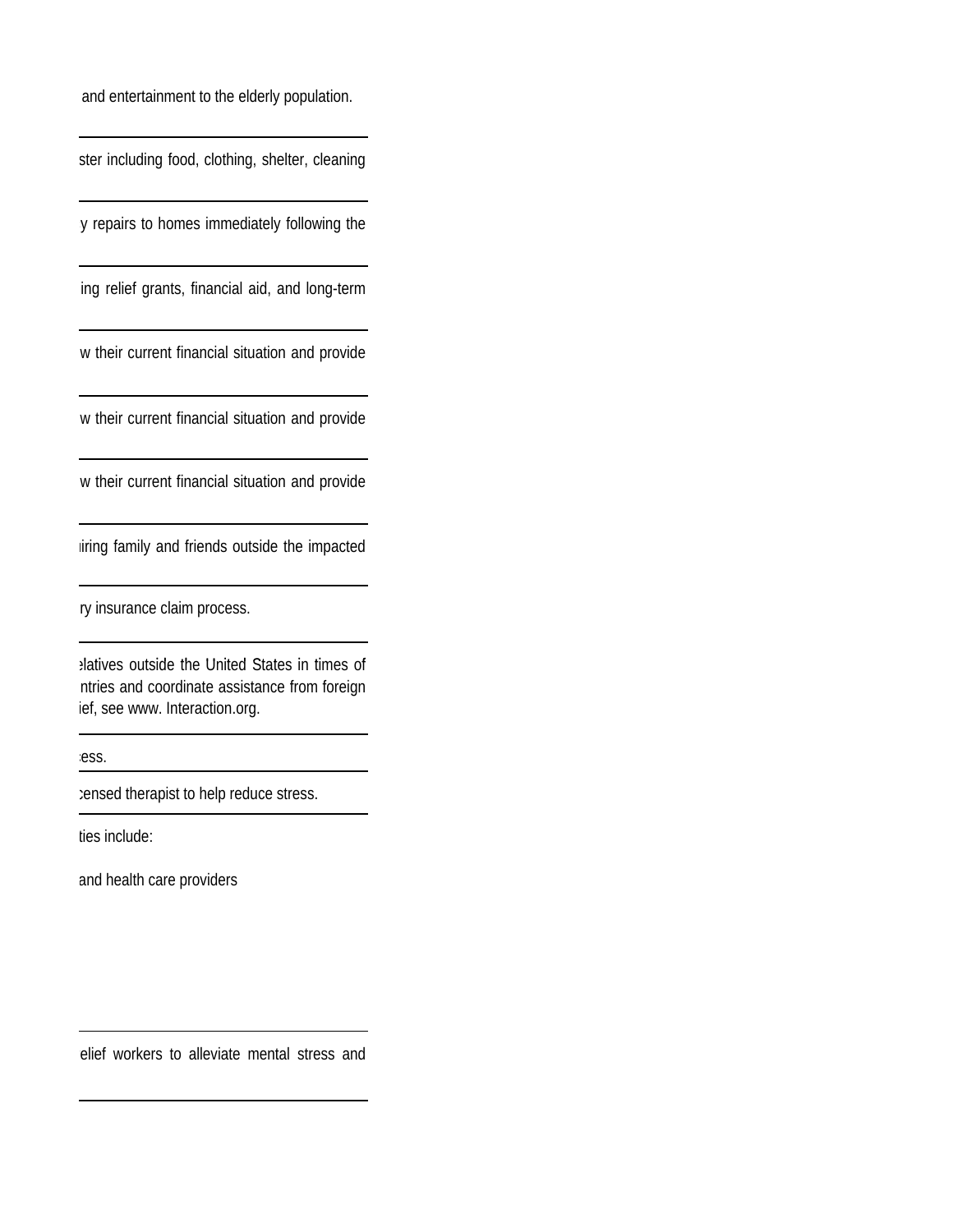and entertainment to the elderly population.

ster including food, clothing, shelter, cleaning

y repairs to homes immediately following the

ing relief grants, financial aid, and long-term

w their current financial situation and provide

w their current financial situation and provide

w their current financial situation and provide

iiring family and friends outside the impacted

ry insurance claim process.

elatives outside the United States in times of
ntries and coordinate assistance from foreign
ief, see www. Interaction.org.

ess.

censed therapist to help reduce stress.

ties include:

and health care providers

elief workers to alleviate mental stress and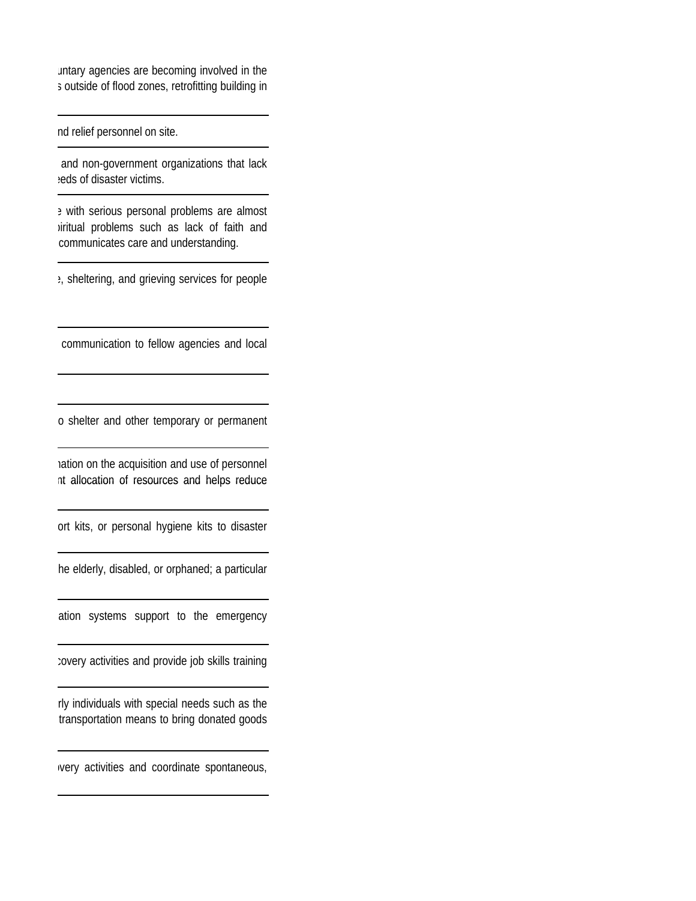untary agencies are becoming involved in the
s outside of flood zones, retrofitting building in

nd relief personnel on site.

and non-government organizations that lack
eeds of disaster victims.

e with serious personal problems are almost
piritual problems such as lack of faith and
communicates care and understanding.

e, sheltering, and grieving services for people

communication to fellow agencies and local

o shelter and other temporary or permanent

nation on the acquisition and use of personnel
nt allocation of resources and helps reduce

ort kits, or personal hygiene kits to disaster

he elderly, disabled, or orphaned; a particular

ation systems support to the emergency

covery activities and provide job skills training

rly individuals with special needs such as the
transportation means to bring donated goods

very activities and coordinate spontaneous,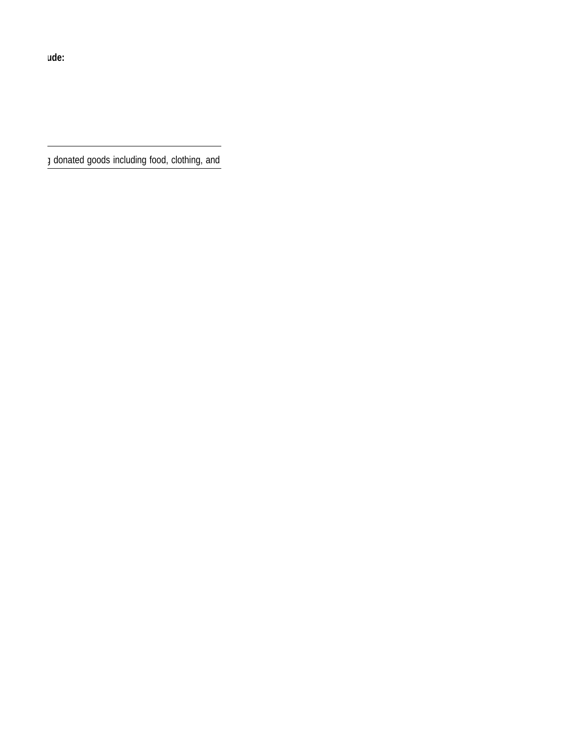**ude:**

| |
|---|
| g donated goods including food, clothing, and |